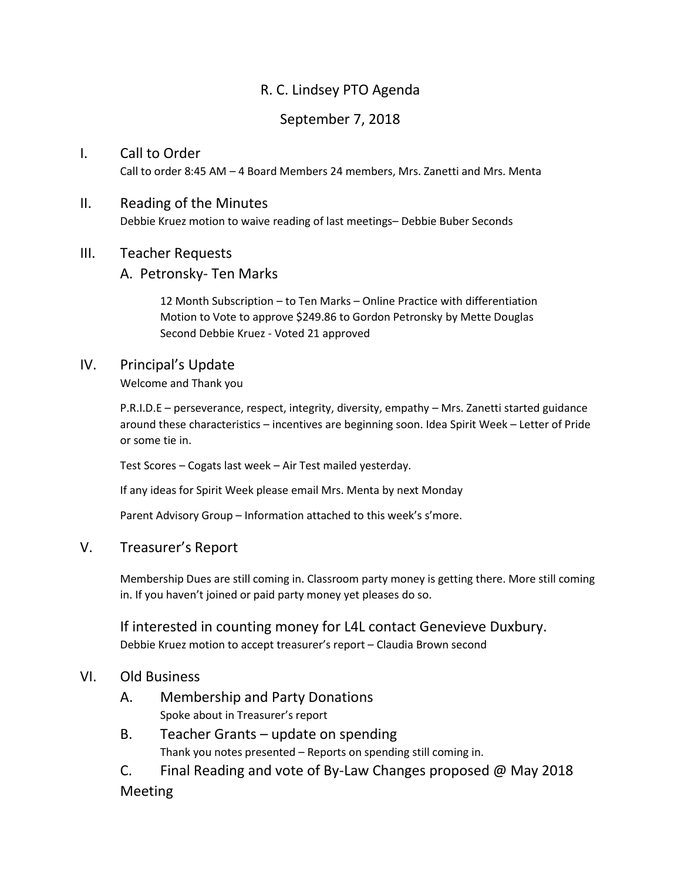# R. C. Lindsey PTO Agenda

September 7, 2018

## I. Call to Order

Call to order 8:45 AM – 4 Board Members 24 members, Mrs. Zanetti and Mrs. Menta

## II. Reading of the Minutes

Debbie Kruez motion to waive reading of last meetings– Debbie Buber Seconds

## III. Teacher Requests

### A. Petronsky- Ten Marks

12 Month Subscription – to Ten Marks – Online Practice with differentiation
Motion to Vote to approve $249.86 to Gordon Petronsky by Mette Douglas
Second Debbie Kruez - Voted 21 approved

## IV. Principal's Update

Welcome and Thank you

P.R.I.D.E – perseverance, respect, integrity, diversity, empathy – Mrs. Zanetti started guidance around these characteristics – incentives are beginning soon. Idea Spirit Week – Letter of Pride or some tie in.

Test Scores – Cogats last week – Air Test mailed yesterday.

If any ideas for Spirit Week please email Mrs. Menta by next Monday

Parent Advisory Group – Information attached to this week's s'more.

## V. Treasurer's Report

Membership Dues are still coming in. Classroom party money is getting there. More still coming in. If you haven't joined or paid party money yet pleases do so.

If interested in counting money for L4L contact Genevieve Duxbury.

Debbie Kruez motion to accept treasurer's report – Claudia Brown second

## VI. Old Business

### A. Membership and Party Donations

Spoke about in Treasurer's report

### B. Teacher Grants – update on spending

Thank you notes presented – Reports on spending still coming in.

### C. Final Reading and vote of By-Law Changes proposed @ May 2018 Meeting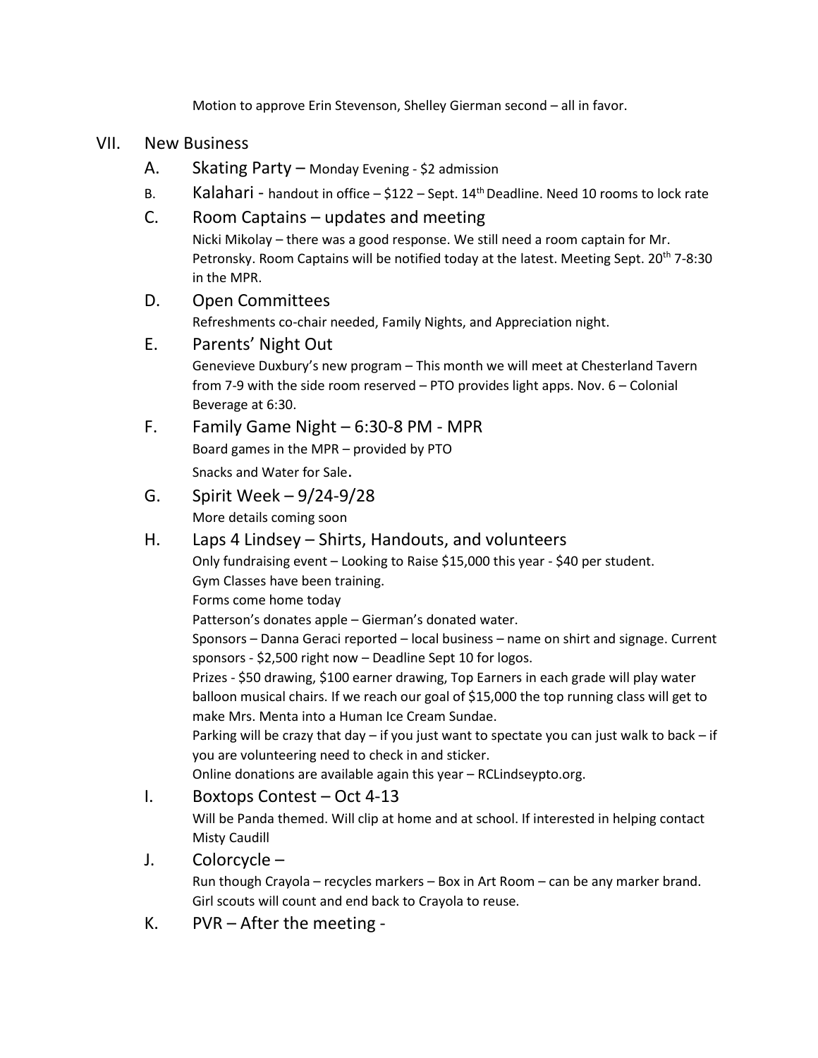Motion to approve Erin Stevenson, Shelley Gierman second – all in favor.

VII. New Business

A. Skating Party – Monday Evening - $2 admission

B. Kalahari - handout in office – $122 – Sept. 14th Deadline. Need 10 rooms to lock rate

C. Room Captains – updates and meeting

Nicki Mikolay – there was a good response. We still need a room captain for Mr. Petronsky. Room Captains will be notified today at the latest. Meeting Sept. 20th 7-8:30 in the MPR.

D. Open Committees

Refreshments co-chair needed, Family Nights, and Appreciation night.

E. Parents' Night Out

Genevieve Duxbury's new program – This month we will meet at Chesterland Tavern from 7-9 with the side room reserved – PTO provides light apps. Nov. 6 – Colonial Beverage at 6:30.

F. Family Game Night – 6:30-8 PM - MPR

Board games in the MPR – provided by PTO

Snacks and Water for Sale.

G. Spirit Week – 9/24-9/28

More details coming soon

H. Laps 4 Lindsey – Shirts, Handouts, and volunteers

Only fundraising event – Looking to Raise $15,000 this year - $40 per student.

Gym Classes have been training.

Forms come home today

Patterson's donates apple – Gierman's donated water.

Sponsors – Danna Geraci reported – local business – name on shirt and signage. Current sponsors - $2,500 right now – Deadline Sept 10 for logos.

Prizes - $50 drawing, $100 earner drawing, Top Earners in each grade will play water balloon musical chairs. If we reach our goal of $15,000 the top running class will get to make Mrs. Menta into a Human Ice Cream Sundae.

Parking will be crazy that day – if you just want to spectate you can just walk to back – if you are volunteering need to check in and sticker.

Online donations are available again this year – RCLindseypto.org.

I. Boxtops Contest – Oct 4-13

Will be Panda themed. Will clip at home and at school. If interested in helping contact Misty Caudill

J. Colorcycle –

Run though Crayola – recycles markers – Box in Art Room – can be any marker brand. Girl scouts will count and end back to Crayola to reuse.

K. PVR – After the meeting -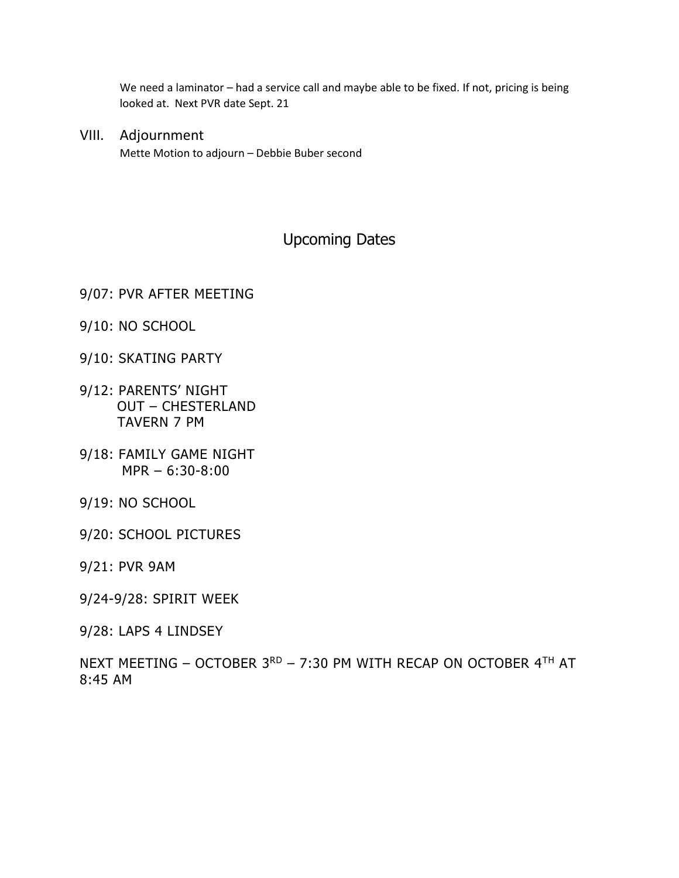We need a laminator – had a service call and maybe able to be fixed. If not, pricing is being looked at. Next PVR date Sept. 21

## VIII. Adjournment

Mette Motion to adjourn – Debbie Buber second

## Upcoming Dates

9/07: PVR AFTER MEETING

9/10: NO SCHOOL

9/10: SKATING PARTY

9/12: PARENTS' NIGHT OUT – CHESTERLAND TAVERN 7 PM

9/18: FAMILY GAME NIGHT MPR – 6:30-8:00

9/19: NO SCHOOL

9/20: SCHOOL PICTURES

9/21: PVR 9AM

9/24-9/28: SPIRIT WEEK

9/28: LAPS 4 LINDSEY

NEXT MEETING – OCTOBER 3RD – 7:30 PM WITH RECAP ON OCTOBER 4TH AT 8:45 AM